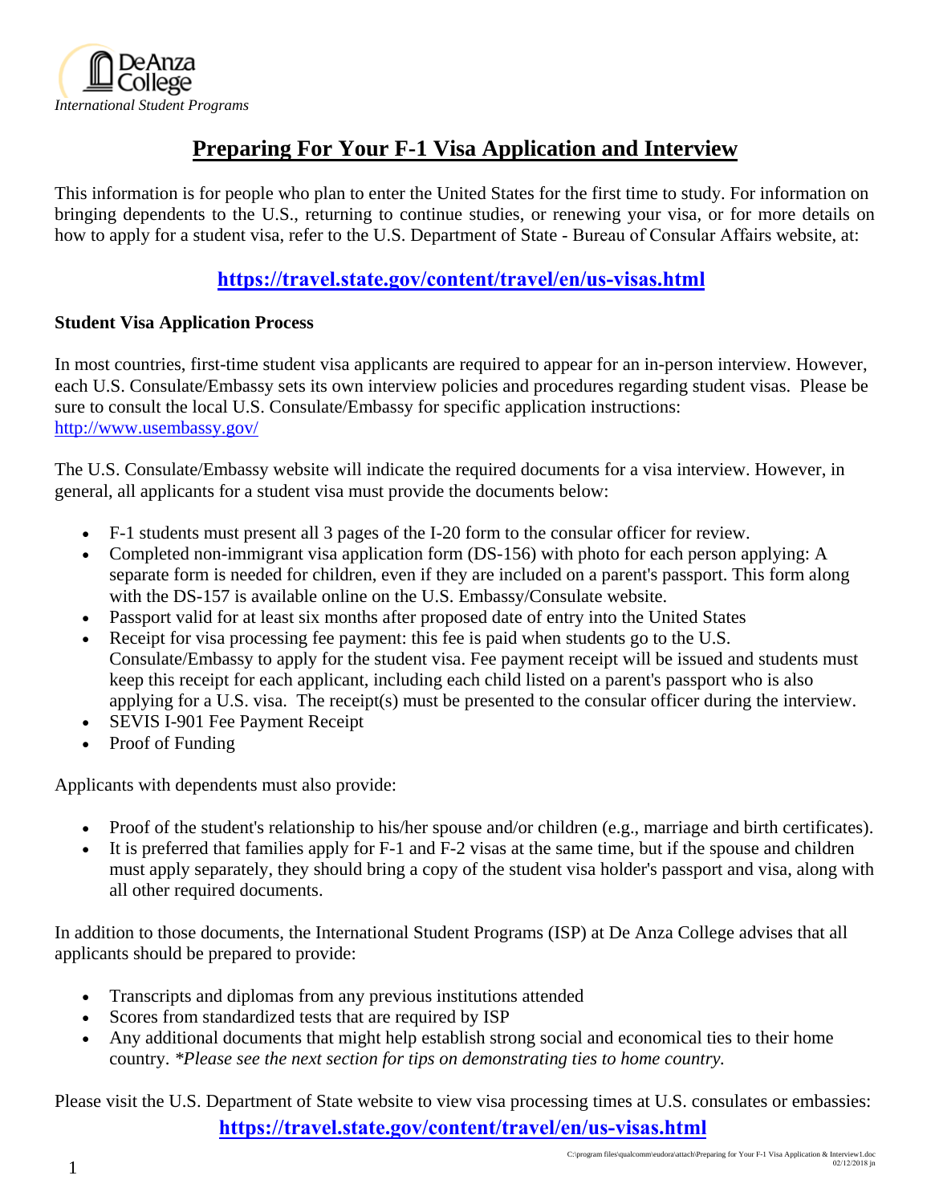De Anza College

*International Student Programs*

# Preparing For Your F-1 Visa Application and Interview

This information is for people who plan to enter the United States for the first time to study. For information on bringing dependents to the U.S., returning to continue studies, or renewing your visa, or for more details on how to apply for a student visa, refer to the U.S. Department of State - Bureau of Consular Affairs website, at:

**https://travel.state.gov/content/travel/en/us-visas.html**

**Student Visa Application Process**

In most countries, first-time student visa applicants are required to appear for an in-person interview. However, each U.S. Consulate/Embassy sets its own interview policies and procedures regarding student visas. Please be sure to consult the local U.S. Consulate/Embassy for specific application instructions: http://www.usembassy.gov/

The U.S. Consulate/Embassy website will indicate the required documents for a visa interview. However, in general, all applicants for a student visa must provide the documents below:

- F-1 students must present all 3 pages of the I-20 form to the consular officer for review.
- Completed non-immigrant visa application form (DS-156) with photo for each person applying: A separate form is needed for children, even if they are included on a parent's passport. This form along with the DS-157 is available online on the U.S. Embassy/Consulate website.
- Passport valid for at least six months after proposed date of entry into the United States
- Receipt for visa processing fee payment: this fee is paid when students go to the U.S. Consulate/Embassy to apply for the student visa. Fee payment receipt will be issued and students must keep this receipt for each applicant, including each child listed on a parent's passport who is also applying for a U.S. visa. The receipt(s) must be presented to the consular officer during the interview.
- SEVIS I-901 Fee Payment Receipt
- Proof of Funding

Applicants with dependents must also provide:

- Proof of the student's relationship to his/her spouse and/or children (e.g., marriage and birth certificates).
- It is preferred that families apply for F-1 and F-2 visas at the same time, but if the spouse and children must apply separately, they should bring a copy of the student visa holder's passport and visa, along with all other required documents.

In addition to those documents, the International Student Programs (ISP) at De Anza College advises that all applicants should be prepared to provide:

- Transcripts and diplomas from any previous institutions attended
- Scores from standardized tests that are required by ISP
- Any additional documents that might help establish strong social and economical ties to their home country. *\*Please see the next section for tips on demonstrating ties to home country.*

Please visit the U.S. Department of State website to view visa processing times at U.S. consulates or embassies:

**https://travel.state.gov/content/travel/en/us-visas.html**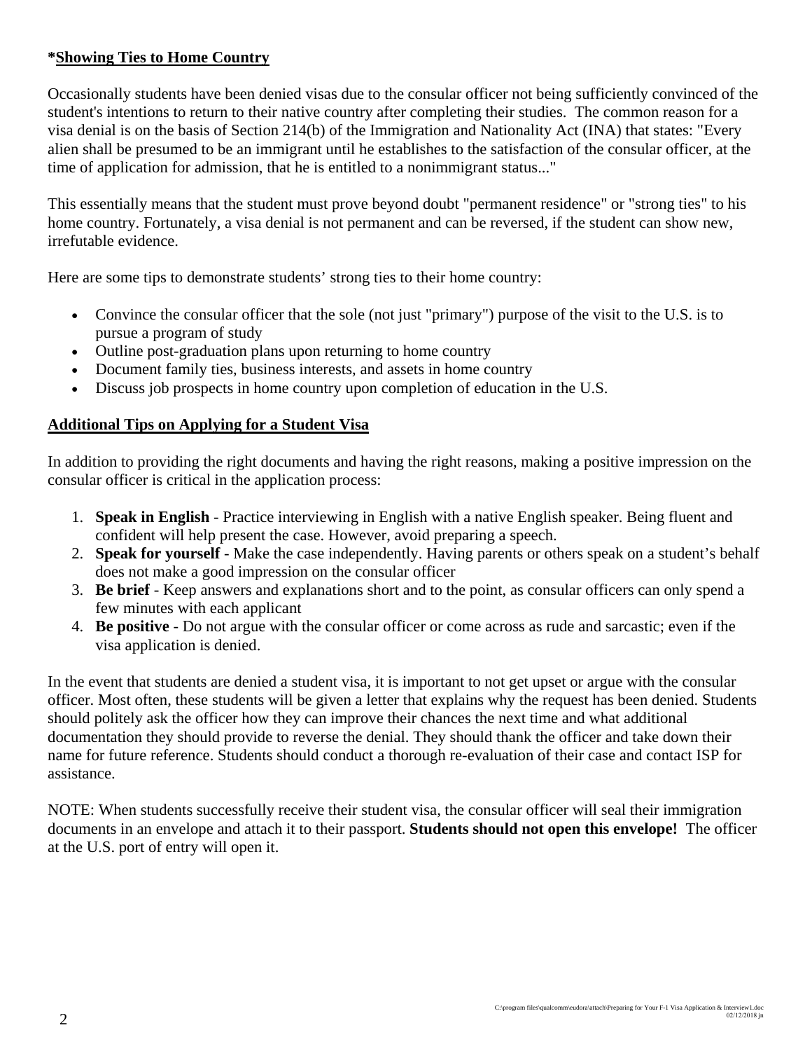**\*<u>Showing Ties to Home Country</u>**

Occasionally students have been denied visas due to the consular officer not being sufficiently convinced of the student's intentions to return to their native country after completing their studies. The common reason for a visa denial is on the basis of Section 214(b) of the Immigration and Nationality Act (INA) that states: "Every alien shall be presumed to be an immigrant until he establishes to the satisfaction of the consular officer, at the time of application for admission, that he is entitled to a nonimmigrant status..."

This essentially means that the student must prove beyond doubt "permanent residence" or "strong ties" to his home country. Fortunately, a visa denial is not permanent and can be reversed, if the student can show new, irrefutable evidence.

Here are some tips to demonstrate students' strong ties to their home country:

- Convince the consular officer that the sole (not just "primary") purpose of the visit to the U.S. is to pursue a program of study
- Outline post-graduation plans upon returning to home country
- Document family ties, business interests, and assets in home country
- Discuss job prospects in home country upon completion of education in the U.S.

**<u>Additional Tips on Applying for a Student Visa</u>**

In addition to providing the right documents and having the right reasons, making a positive impression on the consular officer is critical in the application process:

1. **Speak in English** - Practice interviewing in English with a native English speaker. Being fluent and confident will help present the case. However, avoid preparing a speech.
2. **Speak for yourself** - Make the case independently. Having parents or others speak on a student's behalf does not make a good impression on the consular officer
3. **Be brief** - Keep answers and explanations short and to the point, as consular officers can only spend a few minutes with each applicant
4. **Be positive** - Do not argue with the consular officer or come across as rude and sarcastic; even if the visa application is denied.

In the event that students are denied a student visa, it is important to not get upset or argue with the consular officer. Most often, these students will be given a letter that explains why the request has been denied. Students should politely ask the officer how they can improve their chances the next time and what additional documentation they should provide to reverse the denial. They should thank the officer and take down their name for future reference. Students should conduct a thorough re-evaluation of their case and contact ISP for assistance.

NOTE: When students successfully receive their student visa, the consular officer will seal their immigration documents in an envelope and attach it to their passport. **Students should not open this envelope!** The officer at the U.S. port of entry will open it.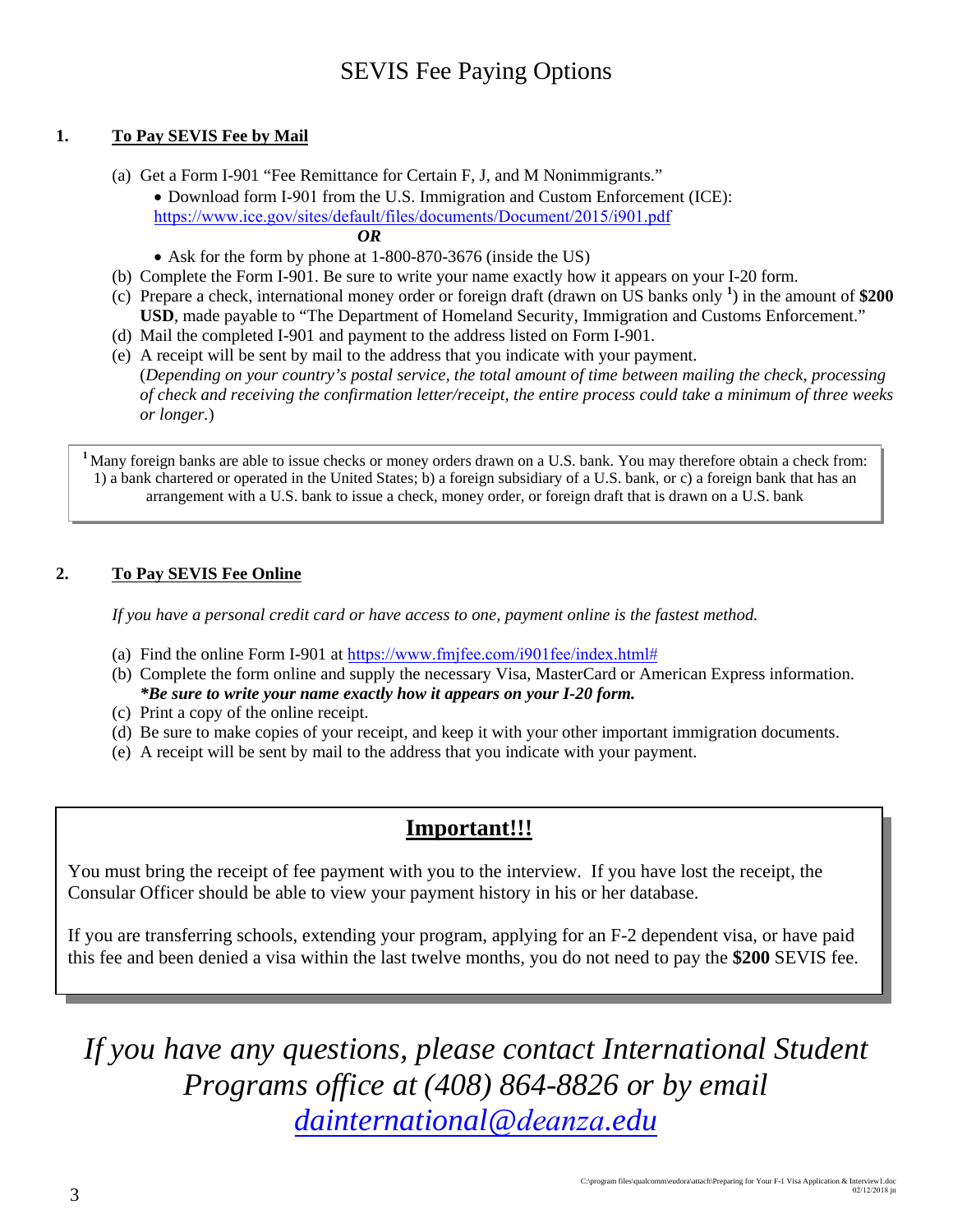# SEVIS Fee Paying Options

## 1. To Pay SEVIS Fee by Mail

(a) Get a Form I-901 "Fee Remittance for Certain F, J, and M Nonimmigrants."

- Download form I-901 from the U.S. Immigration and Custom Enforcement (ICE): https://www.ice.gov/sites/default/files/documents/Document/2015/i901.pdf

***OR***

- Ask for the form by phone at 1-800-870-3676 (inside the US)

(b) Complete the Form I-901. Be sure to write your name exactly how it appears on your I-20 form.

(c) Prepare a check, international money order or foreign draft (drawn on US banks only [1]) in the amount of **$200 USD**, made payable to "The Department of Homeland Security, Immigration and Customs Enforcement."

(d) Mail the completed I-901 and payment to the address listed on Form I-901.

(e) A receipt will be sent by mail to the address that you indicate with your payment. (*Depending on your country's postal service, the total amount of time between mailing the check, processing of check and receiving the confirmation letter/receipt, the entire process could take a minimum of three weeks or longer.*)

[1] Many foreign banks are able to issue checks or money orders drawn on a U.S. bank. You may therefore obtain a check from: 1) a bank chartered or operated in the United States; b) a foreign subsidiary of a U.S. bank, or c) a foreign bank that has an arrangement with a U.S. bank to issue a check, money order, or foreign draft that is drawn on a U.S. bank

## 2. To Pay SEVIS Fee Online

*If you have a personal credit card or have access to one, payment online is the fastest method.*

(a) Find the online Form I-901 at https://www.fmjfee.com/i901fee/index.html#

(b) Complete the form online and supply the necessary Visa, MasterCard or American Express information. ***\*Be sure to write your name exactly how it appears on your I-20 form.***

(c) Print a copy of the online receipt.

(d) Be sure to make copies of your receipt, and keep it with your other important immigration documents.

(e) A receipt will be sent by mail to the address that you indicate with your payment.

## Important!!!

You must bring the receipt of fee payment with you to the interview. If you have lost the receipt, the Consular Officer should be able to view your payment history in his or her database.

If you are transferring schools, extending your program, applying for an F-2 dependent visa, or have paid this fee and been denied a visa within the last twelve months, you do not need to pay the **$200** SEVIS fee.

*If you have any questions, please contact International Student Programs office at (408) 864-8826 or by email dainternational@deanza.edu*

C:\program files\qualcomm\eudora\attach\Preparing for Your F-1 Visa Application & Interview1.doc
02/12/2018 jn